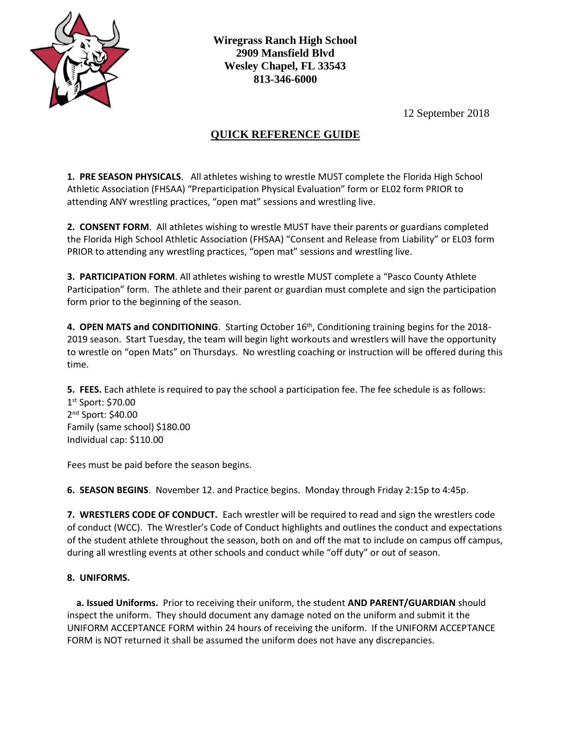**Wiregrass Ranch High School**
**2909 Mansfield Blvd**
**Wesley Chapel, FL 33543**
**813-346-6000**

12 September 2018

# QUICK REFERENCE GUIDE

**1. PRE SEASON PHYSICALS**. All athletes wishing to wrestle MUST complete the Florida High School Athletic Association (FHSAA) "Preparticipation Physical Evaluation" form or EL02 form PRIOR to attending ANY wrestling practices, "open mat" sessions and wrestling live.

**2. CONSENT FORM**. All athletes wishing to wrestle MUST have their parents or guardians completed the Florida High School Athletic Association (FHSAA) "Consent and Release from Liability" or EL03 form PRIOR to attending any wrestling practices, "open mat" sessions and wrestling live.

**3. PARTICIPATION FORM**. All athletes wishing to wrestle MUST complete a "Pasco County Athlete Participation" form. The athlete and their parent or guardian must complete and sign the participation form prior to the beginning of the season.

**4. OPEN MATS and CONDITIONING**. Starting October 16th, Conditioning training begins for the 2018-2019 season. Start Tuesday, the team will begin light workouts and wrestlers will have the opportunity to wrestle on "open Mats" on Thursdays. No wrestling coaching or instruction will be offered during this time.

**5. FEES.** Each athlete is required to pay the school a participation fee. The fee schedule is as follows:
1st Sport: $70.00
2nd Sport: $40.00
Family (same school) $180.00
Individual cap: $110.00

Fees must be paid before the season begins.

**6. SEASON BEGINS**. November 12. and Practice begins. Monday through Friday 2:15p to 4:45p.

**7. WRESTLERS CODE OF CONDUCT.** Each wrestler will be required to read and sign the wrestlers code of conduct (WCC). The Wrestler's Code of Conduct highlights and outlines the conduct and expectations of the student athlete throughout the season, both on and off the mat to include on campus off campus, during all wrestling events at other schools and conduct while "off duty" or out of season.

**8. UNIFORMS.**

**a. Issued Uniforms.** Prior to receiving their uniform, the student **AND PARENT/GUARDIAN** should inspect the uniform. They should document any damage noted on the uniform and submit it the UNIFORM ACCEPTANCE FORM within 24 hours of receiving the uniform. If the UNIFORM ACCEPTANCE FORM is NOT returned it shall be assumed the uniform does not have any discrepancies.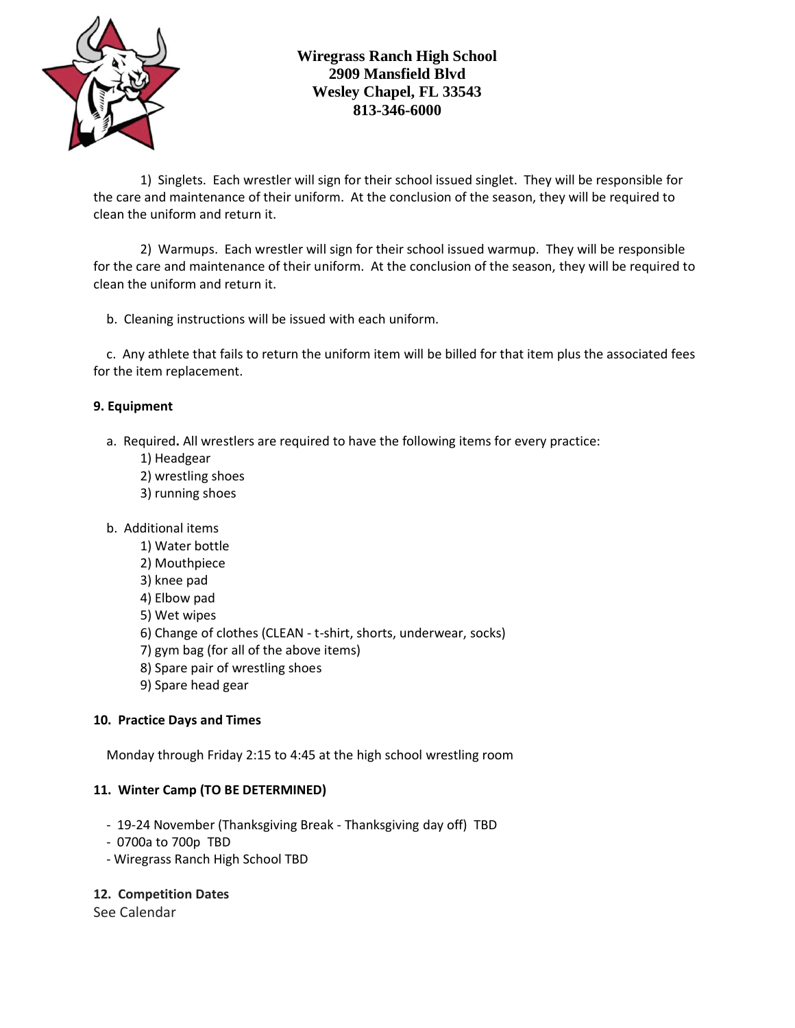**Wiregrass Ranch High School**
**2909 Mansfield Blvd**
**Wesley Chapel, FL 33543**
**813-346-6000**

1) Singlets. Each wrestler will sign for their school issued singlet. They will be responsible for the care and maintenance of their uniform. At the conclusion of the season, they will be required to clean the uniform and return it.

2) Warmups. Each wrestler will sign for their school issued warmup. They will be responsible for the care and maintenance of their uniform. At the conclusion of the season, they will be required to clean the uniform and return it.

b. Cleaning instructions will be issued with each uniform.

c. Any athlete that fails to return the uniform item will be billed for that item plus the associated fees for the item replacement.

**9. Equipment**

a. Required**.** All wrestlers are required to have the following items for every practice:
1) Headgear
2) wrestling shoes
3) running shoes

b. Additional items
1) Water bottle
2) Mouthpiece
3) knee pad
4) Elbow pad
5) Wet wipes
6) Change of clothes (CLEAN - t-shirt, shorts, underwear, socks)
7) gym bag (for all of the above items)
8) Spare pair of wrestling shoes
9) Spare head gear

**10. Practice Days and Times**

Monday through Friday 2:15 to 4:45 at the high school wrestling room

**11. Winter Camp (TO BE DETERMINED)**

- 19-24 November (Thanksgiving Break - Thanksgiving day off) TBD
- 0700a to 700p TBD
- Wiregrass Ranch High School TBD

**12. Competition Dates**

See Calendar